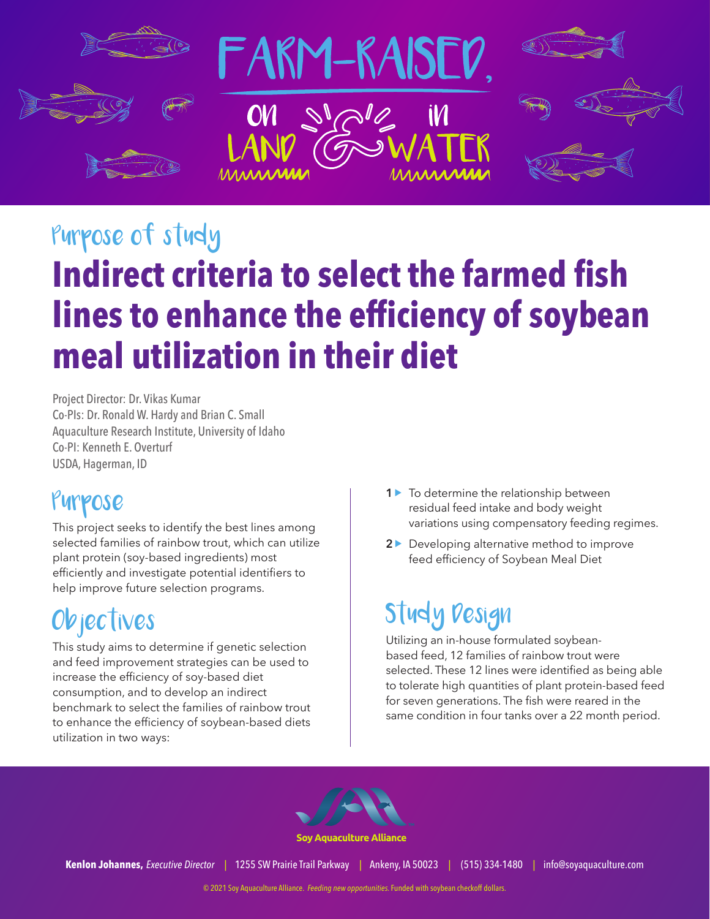# FARM-RAISED, ON LAND & IN WATER

## Purpose of study

# Indirect criteria to select the farmed fish lines to enhance the efficiency of soybean meal utilization in their diet

Project Director: Dr. Vikas Kumar
Co-PIs: Dr. Ronald W. Hardy and Brian C. Small
Aquaculture Research Institute, University of Idaho
Co-PI: Kenneth E. Overturf
USDA, Hagerman, ID

## Purpose

This project seeks to identify the best lines among selected families of rainbow trout, which can utilize plant protein (soy-based ingredients) most efficiently and investigate potential identifiers to help improve future selection programs.

## Objectives

This study aims to determine if genetic selection and feed improvement strategies can be used to increase the efficiency of soy-based diet consumption, and to develop an indirect benchmark to select the families of rainbow trout to enhance the efficiency of soybean-based diets utilization in two ways:

1. To determine the relationship between residual feed intake and body weight variations using compensatory feeding regimes.
2. Developing alternative method to improve feed efficiency of Soybean Meal Diet

## Study Design

Utilizing an in-house formulated soybean-based feed, 12 families of rainbow trout were selected. These 12 lines were identified as being able to tolerate high quantities of plant protein-based feed for seven generations. The fish were reared in the same condition in four tanks over a 22 month period.

Soy Aquaculture Alliance

**Kenlon Johannes,** *Executive Director* | 1255 SW Prairie Trail Parkway | Ankeny, IA 50023 | (515) 334-1480 | info@soyaquaculture.com

© 2021 Soy Aquaculture Alliance. *Feeding new opportunities.* Funded with soybean checkoff dollars.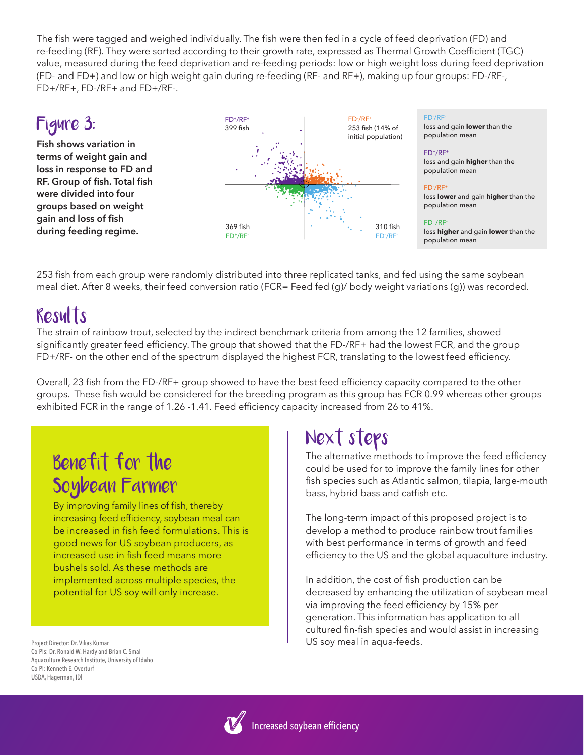The fish were tagged and weighed individually. The fish were then fed in a cycle of feed deprivation (FD) and re-feeding (RF). They were sorted according to their growth rate, expressed as Thermal Growth Coefficient (TGC) value, measured during the feed deprivation and re-feeding periods: low or high weight loss during feed deprivation (FD- and FD+) and low or high weight gain during re-feeding (RF- and RF+), making up four groups: FD-/RF-, FD+/RF+, FD-/RF+ and FD+/RF-.

## Figure 3:

**Fish shows variation in terms of weight gain and loss in response to FD and RF. Group of fish. Total fish were divided into four groups based on weight gain and loss of fish during feeding regime.**

$FD^+/RF^+$
399 fish

$FD^-/RF^+$
253 fish (14% of initial population)

369 fish
$FD^+/RF^-$

310 fish
$FD^-/RF^-$

$FD^-/RF^-$
loss and gain **lower** than the population mean

$FD^+/RF^+$
loss and gain **higher** than the population mean

$FD^-/RF^+$
loss **lower** and gain **higher** than the population mean

$FD^+/RF^-$
loss **higher** and gain **lower** than the population mean

253 fish from each group were randomly distributed into three replicated tanks, and fed using the same soybean meal diet. After 8 weeks, their feed conversion ratio (FCR= Feed fed (g)/ body weight variations (g)) was recorded.

## Results

The strain of rainbow trout, selected by the indirect benchmark criteria from among the 12 families, showed significantly greater feed efficiency. The group that showed that the FD-/RF+ had the lowest FCR, and the group FD+/RF- on the other end of the spectrum displayed the highest FCR, translating to the lowest feed efficiency.

Overall, 23 fish from the FD-/RF+ group showed to have the best feed efficiency capacity compared to the other groups. These fish would be considered for the breeding program as this group has FCR 0.99 whereas other groups exhibited FCR in the range of 1.26 -1.41. Feed efficiency capacity increased from 26 to 41%.

## Benefit for the Soybean Farmer

By improving family lines of fish, thereby increasing feed efficiency, soybean meal can be increased in fish feed formulations. This is good news for US soybean producers, as increased use in fish feed means more bushels sold. As these methods are implemented across multiple species, the potential for US soy will only increase.

## Next steps

The alternative methods to improve the feed efficiency could be used for to improve the family lines for other fish species such as Atlantic salmon, tilapia, large-mouth bass, hybrid bass and catfish etc.

The long-term impact of this proposed project is to develop a method to produce rainbow trout families with best performance in terms of growth and feed efficiency to the US and the global aquaculture industry.

In addition, the cost of fish production can be decreased by enhancing the utilization of soybean meal via improving the feed efficiency by 15% per generation. This information has application to all cultured fin-fish species and would assist in increasing US soy meal in aqua-feeds.

Project Director: Dr. Vikas Kumar
Co-PIs: Dr. Ronald W. Hardy and Brian C. Smal
Aquaculture Research Institute, University of Idaho
Co-PI: Kenneth E. Overturf
USDA, Hagerman, IDI

Increased soybean efficiency